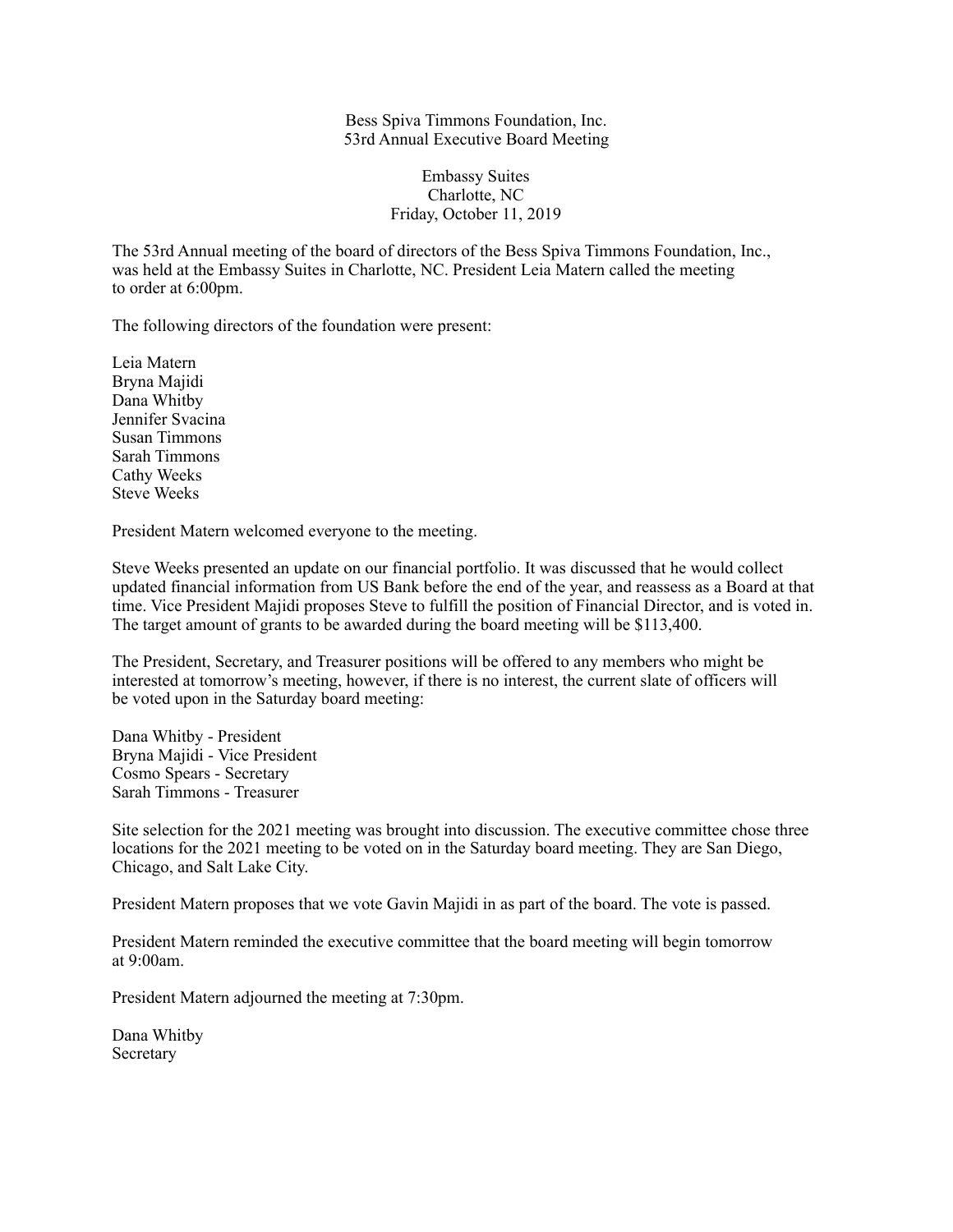Bess Spiva Timmons Foundation, Inc.
53rd Annual Executive Board Meeting

Embassy Suites
Charlotte, NC
Friday, October 11, 2019

The 53rd Annual meeting of the board of directors of the Bess Spiva Timmons Foundation, Inc., was held at the Embassy Suites in Charlotte, NC. President Leia Matern called the meeting to order at 6:00pm.

The following directors of the foundation were present:

Leia Matern
Bryna Majidi
Dana Whitby
Jennifer Svacina
Susan Timmons
Sarah Timmons
Cathy Weeks
Steve Weeks

President Matern welcomed everyone to the meeting.

Steve Weeks presented an update on our financial portfolio. It was discussed that he would collect updated financial information from US Bank before the end of the year, and reassess as a Board at that time. Vice President Majidi proposes Steve to fulfill the position of Financial Director, and is voted in. The target amount of grants to be awarded during the board meeting will be $113,400.

The President, Secretary, and Treasurer positions will be offered to any members who might be interested at tomorrow's meeting, however, if there is no interest, the current slate of officers will be voted upon in the Saturday board meeting:

Dana Whitby - President
Bryna Majidi - Vice President
Cosmo Spears - Secretary
Sarah Timmons - Treasurer

Site selection for the 2021 meeting was brought into discussion. The executive committee chose three locations for the 2021 meeting to be voted on in the Saturday board meeting. They are San Diego, Chicago, and Salt Lake City.

President Matern proposes that we vote Gavin Majidi in as part of the board. The vote is passed.

President Matern reminded the executive committee that the board meeting will begin tomorrow at 9:00am.

President Matern adjourned the meeting at 7:30pm.

Dana Whitby
Secretary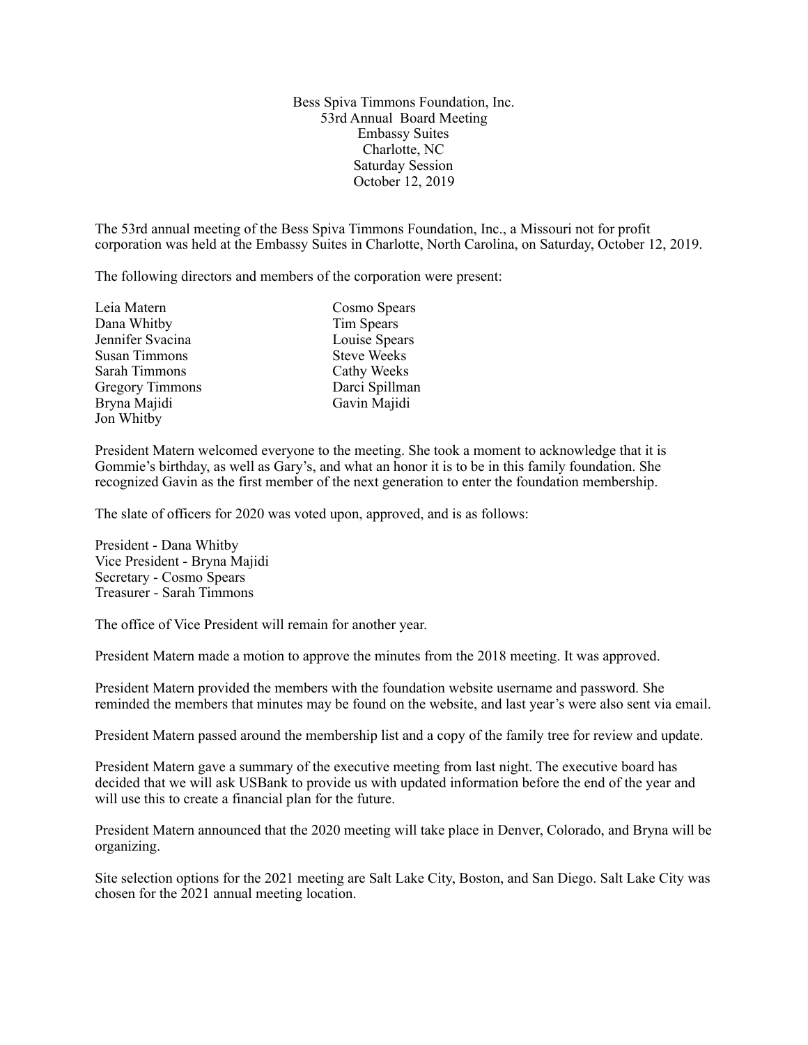Bess Spiva Timmons Foundation, Inc.
53rd Annual Board Meeting
Embassy Suites
Charlotte, NC
Saturday Session
October 12, 2019

The 53rd annual meeting of the Bess Spiva Timmons Foundation, Inc., a Missouri not for profit corporation was held at the Embassy Suites in Charlotte, North Carolina, on Saturday, October 12, 2019.

The following directors and members of the corporation were present:

Leia Matern
Dana Whitby
Jennifer Svacina
Susan Timmons
Sarah Timmons
Gregory Timmons
Bryna Majidi
Jon Whitby
Cosmo Spears
Tim Spears
Louise Spears
Steve Weeks
Cathy Weeks
Darci Spillman
Gavin Majidi

President Matern welcomed everyone to the meeting. She took a moment to acknowledge that it is Gommie's birthday, as well as Gary's, and what an honor it is to be in this family foundation. She recognized Gavin as the first member of the next generation to enter the foundation membership.

The slate of officers for 2020 was voted upon, approved, and is as follows:

President - Dana Whitby
Vice President - Bryna Majidi
Secretary - Cosmo Spears
Treasurer - Sarah Timmons

The office of Vice President will remain for another year.

President Matern made a motion to approve the minutes from the 2018 meeting. It was approved.

President Matern provided the members with the foundation website username and password. She reminded the members that minutes may be found on the website, and last year's were also sent via email.

President Matern passed around the membership list and a copy of the family tree for review and update.

President Matern gave a summary of the executive meeting from last night. The executive board has decided that we will ask USBank to provide us with updated information before the end of the year and will use this to create a financial plan for the future.

President Matern announced that the 2020 meeting will take place in Denver, Colorado, and Bryna will be organizing.

Site selection options for the 2021 meeting are Salt Lake City, Boston, and San Diego. Salt Lake City was chosen for the 2021 annual meeting location.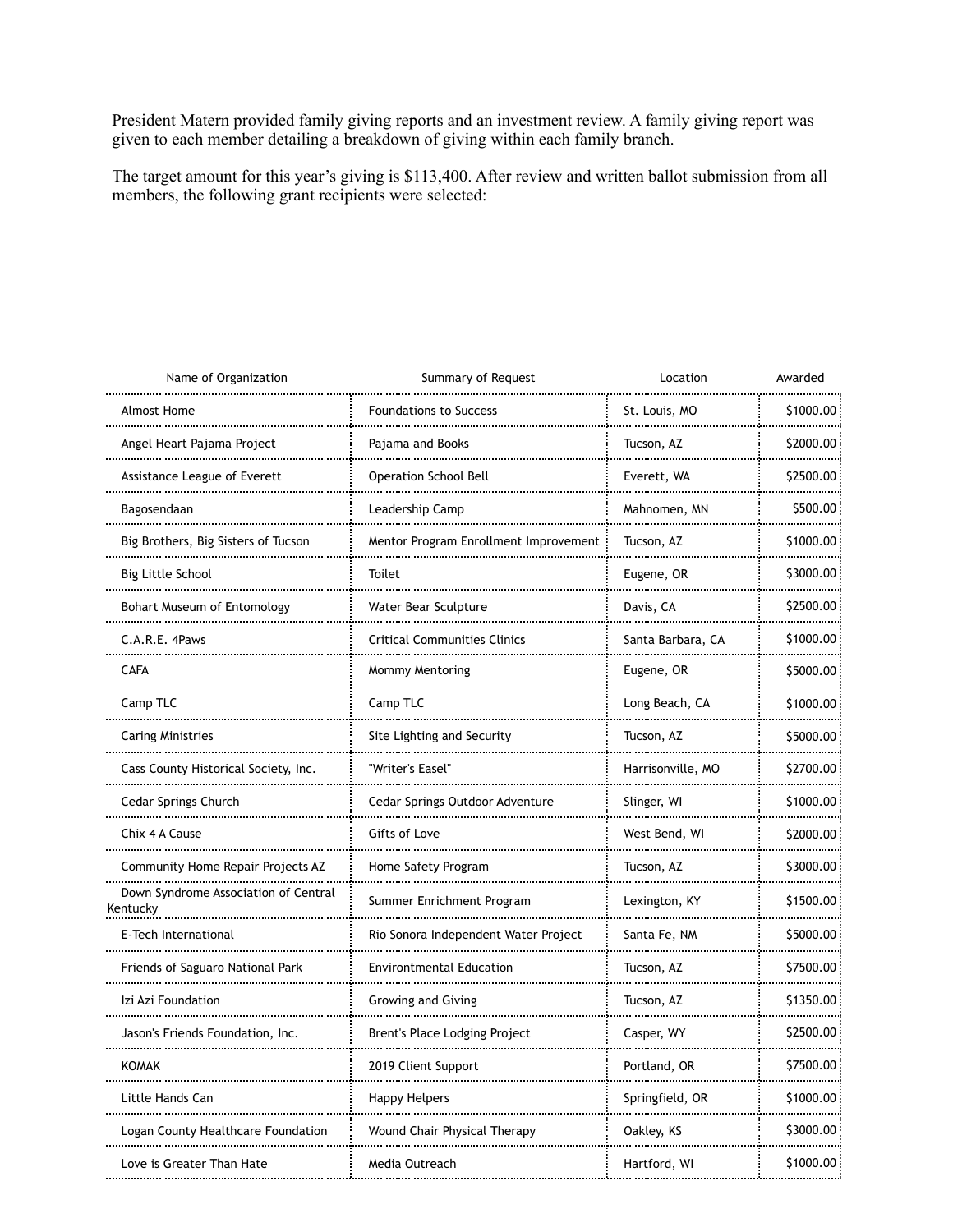President Matern provided family giving reports and an investment review. A family giving report was given to each member detailing a breakdown of giving within each family branch.

The target amount for this year's giving is $113,400. After review and written ballot submission from all members, the following grant recipients were selected:

| Name of Organization | Summary of Request | Location | Awarded |
|---|---|---|---|
| Almost Home | Foundations to Success | St. Louis, MO | $1000.00 |
| Angel Heart Pajama Project | Pajama and Books | Tucson, AZ | $2000.00 |
| Assistance League of Everett | Operation School Bell | Everett, WA | $2500.00 |
| Bagosendaan | Leadership Camp | Mahnomen, MN | $500.00 |
| Big Brothers, Big Sisters of Tucson | Mentor Program Enrollment Improvement | Tucson, AZ | $1000.00 |
| Big Little School | Toilet | Eugene, OR | $3000.00 |
| Bohart Museum of Entomology | Water Bear Sculpture | Davis, CA | $2500.00 |
| C.A.R.E. 4Paws | Critical Communities Clinics | Santa Barbara, CA | $1000.00 |
| CAFA | Mommy Mentoring | Eugene, OR | $5000.00 |
| Camp TLC | Camp TLC | Long Beach, CA | $1000.00 |
| Caring Ministries | Site Lighting and Security | Tucson, AZ | $5000.00 |
| Cass County Historical Society, Inc. | "Writer's Easel" | Harrisonville, MO | $2700.00 |
| Cedar Springs Church | Cedar Springs Outdoor Adventure | Slinger, WI | $1000.00 |
| Chix 4 A Cause | Gifts of Love | West Bend, WI | $2000.00 |
| Community Home Repair Projects AZ | Home Safety Program | Tucson, AZ | $3000.00 |
| Down Syndrome Association of Central Kentucky | Summer Enrichment Program | Lexington, KY | $1500.00 |
| E-Tech International | Rio Sonora Independent Water Project | Santa Fe, NM | $5000.00 |
| Friends of Saguaro National Park | Environtmental Education | Tucson, AZ | $7500.00 |
| Izi Azi Foundation | Growing and Giving | Tucson, AZ | $1350.00 |
| Jason's Friends Foundation, Inc. | Brent's Place Lodging Project | Casper, WY | $2500.00 |
| KOMAK | 2019 Client Support | Portland, OR | $7500.00 |
| Little Hands Can | Happy Helpers | Springfield, OR | $1000.00 |
| Logan County Healthcare Foundation | Wound Chair Physical Therapy | Oakley, KS | $3000.00 |
| Love is Greater Than Hate | Media Outreach | Hartford, WI | $1000.00 |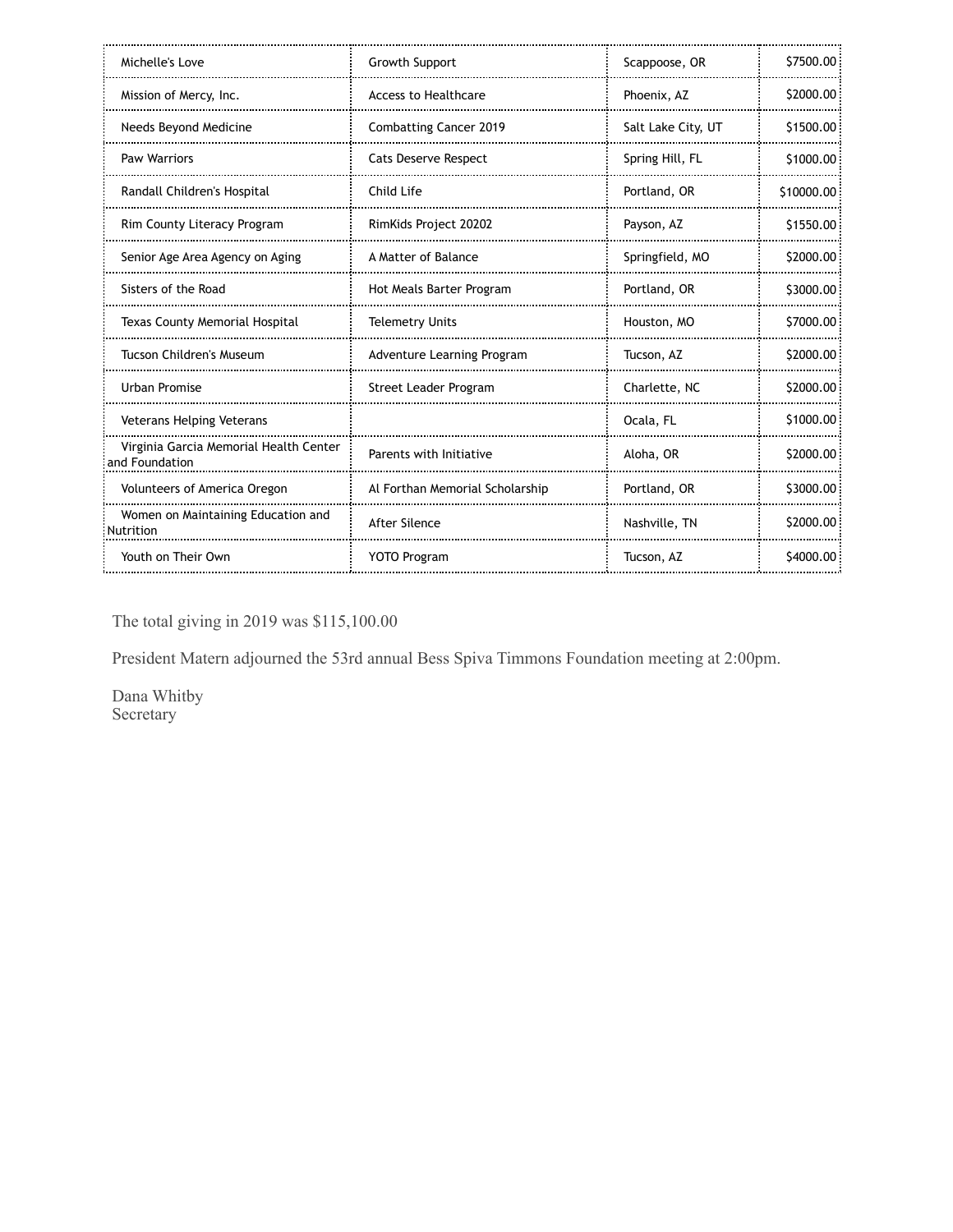| | | | |
|---|---|---|---|
| Michelle's Love | Growth Support | Scappoose, OR | $7500.00 |
| Mission of Mercy, Inc. | Access to Healthcare | Phoenix, AZ | $2000.00 |
| Needs Beyond Medicine | Combatting Cancer 2019 | Salt Lake City, UT | $1500.00 |
| Paw Warriors | Cats Deserve Respect | Spring Hill, FL | $1000.00 |
| Randall Children's Hospital | Child Life | Portland, OR | $10000.00 |
| Rim County Literacy Program | RimKids Project 20202 | Payson, AZ | $1550.00 |
| Senior Age Area Agency on Aging | A Matter of Balance | Springfield, MO | $2000.00 |
| Sisters of the Road | Hot Meals Barter Program | Portland, OR | $3000.00 |
| Texas County Memorial Hospital | Telemetry Units | Houston, MO | $7000.00 |
| Tucson Children's Museum | Adventure Learning Program | Tucson, AZ | $2000.00 |
| Urban Promise | Street Leader Program | Charlette, NC | $2000.00 |
| Veterans Helping Veterans | | Ocala, FL | $1000.00 |
| Virginia Garcia Memorial Health Center and Foundation | Parents with Initiative | Aloha, OR | $2000.00 |
| Volunteers of America Oregon | Al Forthan Memorial Scholarship | Portland, OR | $3000.00 |
| Women on Maintaining Education and Nutrition | After Silence | Nashville, TN | $2000.00 |
| Youth on Their Own | YOTO Program | Tucson, AZ | $4000.00 |

The total giving in 2019 was $115,100.00

President Matern adjourned the 53rd annual Bess Spiva Timmons Foundation meeting at 2:00pm.

Dana Whitby
Secretary